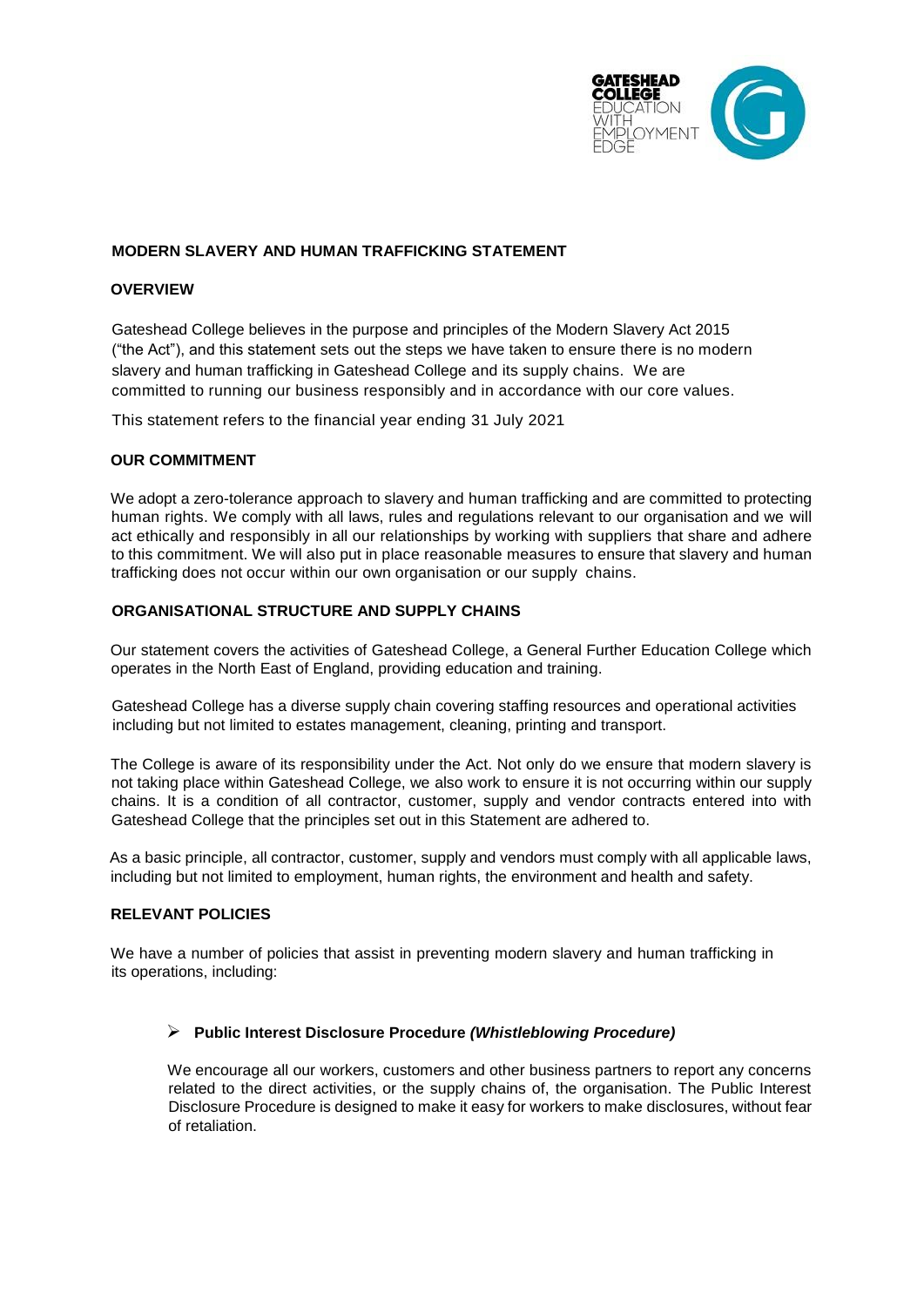## MODERN SLAVERY AND HUMAN TRAFFICKING STATEMENT

### OVERVIEW

Gateshead College believes in the purpose and principles of the Modern Slavery Act 2015 ("the Act"), and this statement sets out the steps we have taken to ensure there is no modern slavery and human trafficking in Gateshead College and its supply chains. We are committed to running our business responsibly and in accordance with our core values.

This statement refers to the financial year ending 31 July 2021

### OUR COMMITMENT

We adopt a zero-tolerance approach to slavery and human trafficking and are committed to protecting human rights. We comply with all laws, rules and regulations relevant to our organisation and we will act ethically and responsibly in all our relationships by working with suppliers that share and adhere to this commitment. We will also put in place reasonable measures to ensure that slavery and human trafficking does not occur within our own organisation or our supply chains.

### ORGANISATIONAL STRUCTURE AND SUPPLY CHAINS

Our statement covers the activities of Gateshead College, a General Further Education College which operates in the North East of England, providing education and training.

Gateshead College has a diverse supply chain covering staffing resources and operational activities including but not limited to estates management, cleaning, printing and transport.

The College is aware of its responsibility under the Act. Not only do we ensure that modern slavery is not taking place within Gateshead College, we also work to ensure it is not occurring within our supply chains. It is a condition of all contractor, customer, supply and vendor contracts entered into with Gateshead College that the principles set out in this Statement are adhered to.

As a basic principle, all contractor, customer, supply and vendors must comply with all applicable laws, including but not limited to employment, human rights, the environment and health and safety.

### RELEVANT POLICIES

We have a number of policies that assist in preventing modern slavery and human trafficking in its operations, including:

- **Public Interest Disclosure Procedure *(Whistleblowing Procedure)***

  We encourage all our workers, customers and other business partners to report any concerns related to the direct activities, or the supply chains of, the organisation. The Public Interest Disclosure Procedure is designed to make it easy for workers to make disclosures, without fear of retaliation.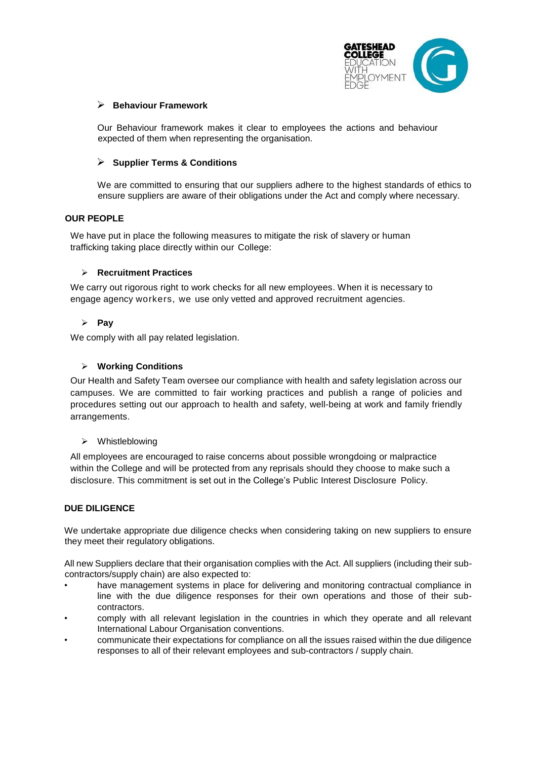- **Behaviour Framework**

  Our Behaviour framework makes it clear to employees the actions and behaviour expected of them when representing the organisation.

- **Supplier Terms & Conditions**

  We are committed to ensuring that our suppliers adhere to the highest standards of ethics to ensure suppliers are aware of their obligations under the Act and comply where necessary.

## OUR PEOPLE

We have put in place the following measures to mitigate the risk of slavery or human trafficking taking place directly within our College:

- **Recruitment Practices**

We carry out rigorous right to work checks for all new employees. When it is necessary to engage agency workers, we use only vetted and approved recruitment agencies.

- **Pay**

We comply with all pay related legislation.

- **Working Conditions**

Our Health and Safety Team oversee our compliance with health and safety legislation across our campuses. We are committed to fair working practices and publish a range of policies and procedures setting out our approach to health and safety, well-being at work and family friendly arrangements.

- Whistleblowing

All employees are encouraged to raise concerns about possible wrongdoing or malpractice within the College and will be protected from any reprisals should they choose to make such a disclosure. This commitment is set out in the College's Public Interest Disclosure Policy.

## DUE DILIGENCE

We undertake appropriate due diligence checks when considering taking on new suppliers to ensure they meet their regulatory obligations.

All new Suppliers declare that their organisation complies with the Act. All suppliers (including their sub-contractors/supply chain) are also expected to:

- have management systems in place for delivering and monitoring contractual compliance in line with the due diligence responses for their own operations and those of their sub-contractors.
- comply with all relevant legislation in the countries in which they operate and all relevant International Labour Organisation conventions.
- communicate their expectations for compliance on all the issues raised within the due diligence responses to all of their relevant employees and sub-contractors / supply chain.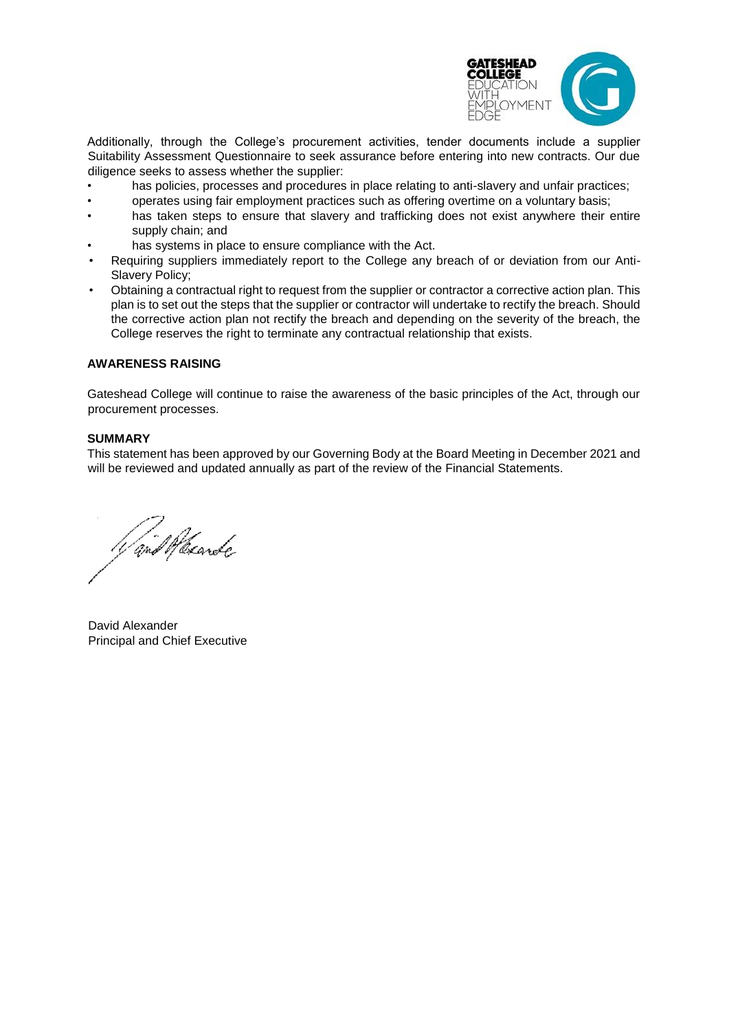Additionally, through the College's procurement activities, tender documents include a supplier Suitability Assessment Questionnaire to seek assurance before entering into new contracts. Our due diligence seeks to assess whether the supplier:

- has policies, processes and procedures in place relating to anti-slavery and unfair practices;
- operates using fair employment practices such as offering overtime on a voluntary basis;
- has taken steps to ensure that slavery and trafficking does not exist anywhere their entire supply chain; and
- has systems in place to ensure compliance with the Act.
- Requiring suppliers immediately report to the College any breach of or deviation from our Anti-Slavery Policy;
- Obtaining a contractual right to request from the supplier or contractor a corrective action plan. This plan is to set out the steps that the supplier or contractor will undertake to rectify the breach. Should the corrective action plan not rectify the breach and depending on the severity of the breach, the College reserves the right to terminate any contractual relationship that exists.

**AWARENESS RAISING**

Gateshead College will continue to raise the awareness of the basic principles of the Act, through our procurement processes.

**SUMMARY**

This statement has been approved by our Governing Body at the Board Meeting in December 2021 and will be reviewed and updated annually as part of the review of the Financial Statements.

David Alexander
Principal and Chief Executive